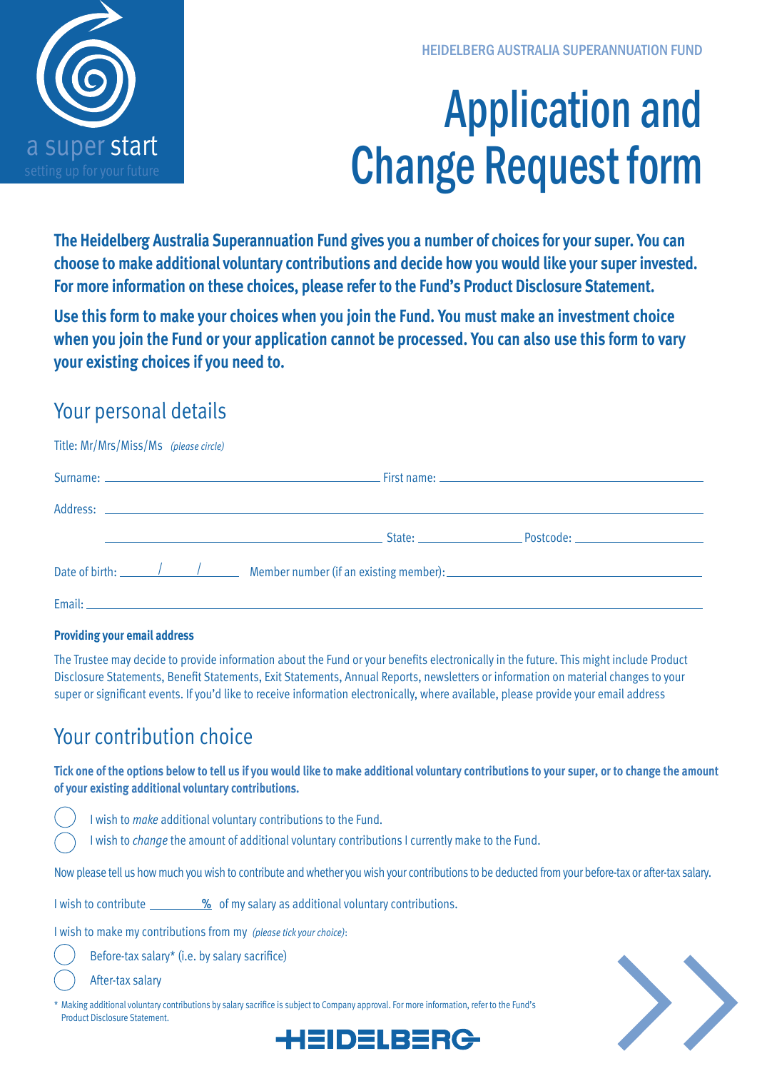HEIDELBERG AUSTRALIA SUPERANNUATION FUND

a super start
setting up for your future

# Application and Change Request form

**The Heidelberg Australia Superannuation Fund gives you a number of choices for your super. You can choose to make additional voluntary contributions and decide how you would like your super invested. For more information on these choices, please refer to the Fund's Product Disclosure Statement.**

**Use this form to make your choices when you join the Fund. You must make an investment choice when you join the Fund or your application cannot be processed. You can also use this form to vary your existing choices if you need to.**

## Your personal details

Title: Mr/Mrs/Miss/Ms *(please circle)*

Surname: ______________________ First name: ______________________

Address: ____________________________________________

______________________ State: __________ Postcode: __________

Date of birth: ____/____/____ Member number (if an existing member): ______________________

Email: ____________________________________________

**Providing your email address**

The Trustee may decide to provide information about the Fund or your benefits electronically in the future. This might include Product Disclosure Statements, Benefit Statements, Exit Statements, Annual Reports, newsletters or information on material changes to your super or significant events. If you'd like to receive information electronically, where available, please provide your email address

## Your contribution choice

**Tick one of the options below to tell us if you would like to make additional voluntary contributions to your super, or to change the amount of your existing additional voluntary contributions.**

- ◯ I wish to *make* additional voluntary contributions to the Fund.
- ◯ I wish to *change* the amount of additional voluntary contributions I currently make to the Fund.

Now please tell us how much you wish to contribute and whether you wish your contributions to be deducted from your before-tax or after-tax salary.

I wish to contribute ________ % of my salary as additional voluntary contributions.

I wish to make my contributions from my *(please tick your choice)*:

- ◯ Before-tax salary* (i.e. by salary sacrifice)
- ◯ After-tax salary

\* Making additional voluntary contributions by salary sacrifice is subject to Company approval. For more information, refer to the Fund's Product Disclosure Statement.

HEIDELBERG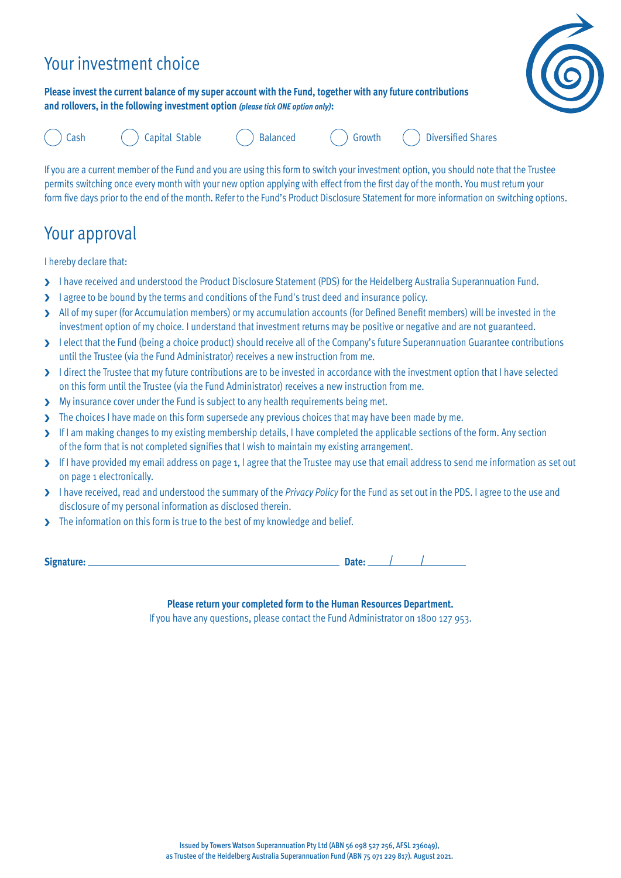## Your investment choice

**Please invest the current balance of my super account with the Fund, together with any future contributions and rollovers, in the following investment option** ***(please tick ONE option only)*****:**

◯ Cash ◯ Capital Stable ◯ Balanced ◯ Growth ◯ Diversified Shares

If you are a current member of the Fund and you are using this form to switch your investment option, you should note that the Trustee permits switching once every month with your new option applying with effect from the first day of the month. You must return your form five days prior to the end of the month. Refer to the Fund's Product Disclosure Statement for more information on switching options.

## Your approval

I hereby declare that:

- I have received and understood the Product Disclosure Statement (PDS) for the Heidelberg Australia Superannuation Fund.
- I agree to be bound by the terms and conditions of the Fund's trust deed and insurance policy.
- All of my super (for Accumulation members) or my accumulation accounts (for Defined Benefit members) will be invested in the investment option of my choice. I understand that investment returns may be positive or negative and are not guaranteed.
- I elect that the Fund (being a choice product) should receive all of the Company's future Superannuation Guarantee contributions until the Trustee (via the Fund Administrator) receives a new instruction from me.
- I direct the Trustee that my future contributions are to be invested in accordance with the investment option that I have selected on this form until the Trustee (via the Fund Administrator) receives a new instruction from me.
- My insurance cover under the Fund is subject to any health requirements being met.
- The choices I have made on this form supersede any previous choices that may have been made by me.
- If I am making changes to my existing membership details, I have completed the applicable sections of the form. Any section of the form that is not completed signifies that I wish to maintain my existing arrangement.
- If I have provided my email address on page 1, I agree that the Trustee may use that email address to send me information as set out on page 1 electronically.
- I have received, read and understood the summary of the *Privacy Policy* for the Fund as set out in the PDS. I agree to the use and disclosure of my personal information as disclosed therein.
- The information on this form is true to the best of my knowledge and belief.

**Signature:** ______________________________ **Date:** ____/____/________

**Please return your completed form to the Human Resources Department.**

If you have any questions, please contact the Fund Administrator on 1800 127 953.

Issued by Towers Watson Superannuation Pty Ltd (ABN 56 098 527 256, AFSL 236049), as Trustee of the Heidelberg Australia Superannuation Fund (ABN 75 071 229 817). August 2021.